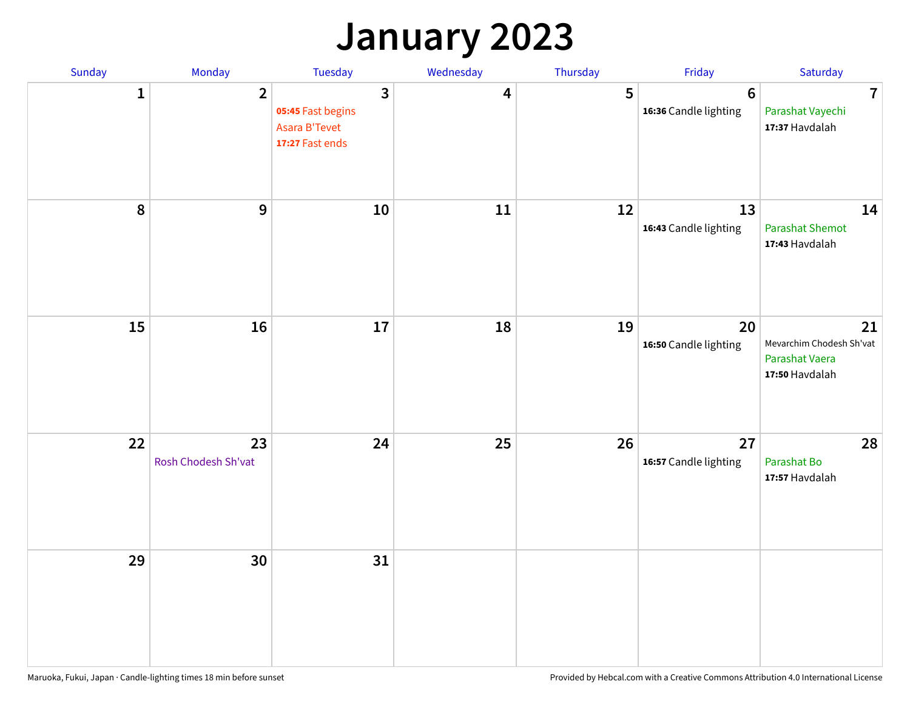# January 2023

| Sunday | Monday | Tuesday | Wednesday | Thursday | Friday | Saturday |
|---|---|---|---|---|---|---|
| 1 | 2 | 3<br>**05:45** Fast begins<br>Asara B'Tevet<br>**17:27** Fast ends | 4 | 5 | 6<br>**16:36** Candle lighting | 7<br>Parashat Vayechi<br>**17:37** Havdalah |
| 8 | 9 | 10 | 11 | 12 | 13<br>**16:43** Candle lighting | 14<br>Parashat Shemot<br>**17:43** Havdalah |
| 15 | 16 | 17 | 18 | 19 | 20<br>**16:50** Candle lighting | 21<br>Mevarchim Chodesh Sh'vat<br>Parashat Vaera<br>**17:50** Havdalah |
| 22 | 23<br>Rosh Chodesh Sh'vat | 24 | 25 | 26 | 27<br>**16:57** Candle lighting | 28<br>Parashat Bo<br>**17:57** Havdalah |
| 29 | 30 | 31 | | | | |

Maruoka, Fukui, Japan · Candle-lighting times 18 min before sunset

Provided by Hebcal.com with a Creative Commons Attribution 4.0 International License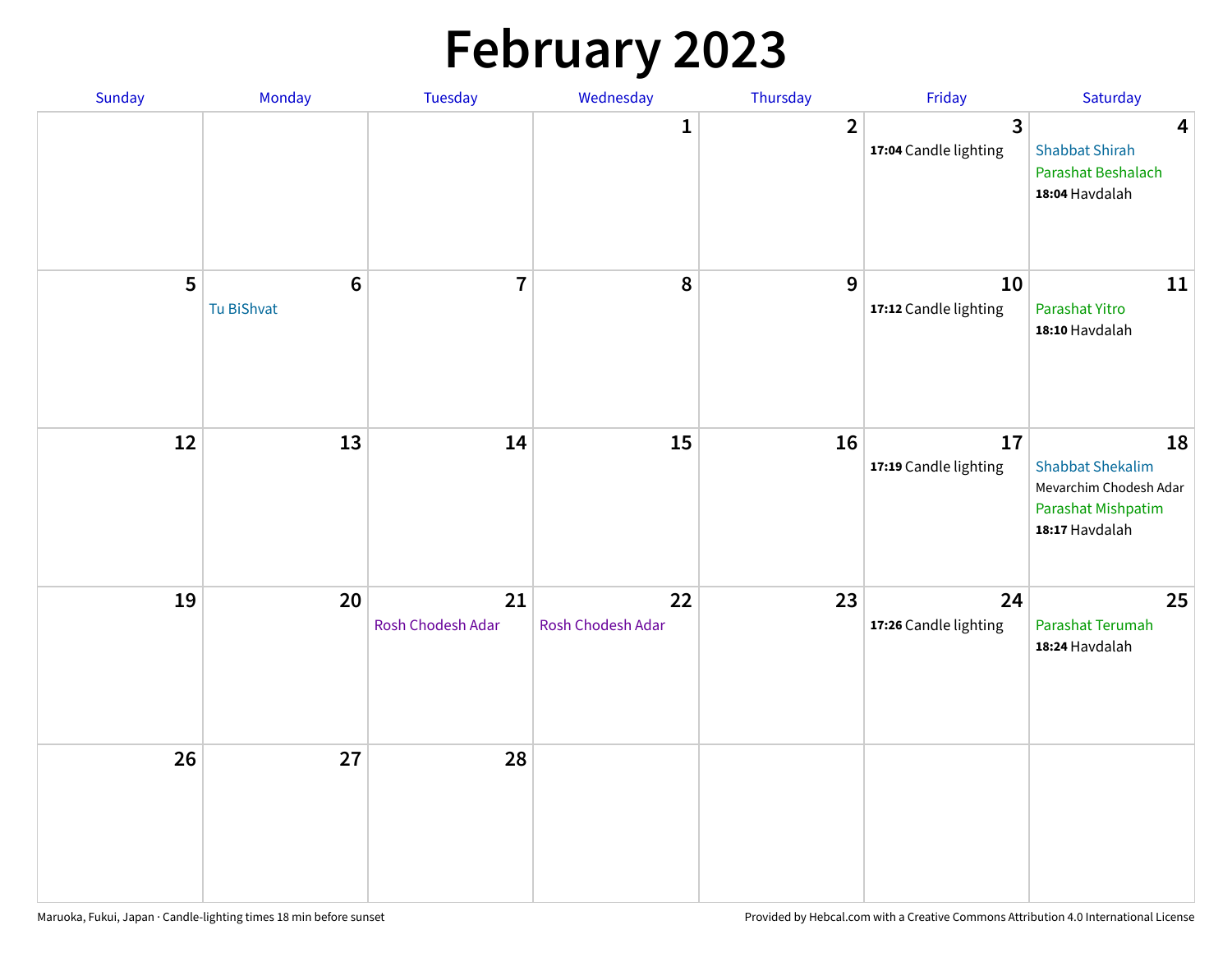# February 2023

| Sunday | Monday | Tuesday | Wednesday | Thursday | Friday | Saturday |
|---|---|---|---|---|---|---|
| | | | 1 | 2 | 3<br>**17:04** Candle lighting | 4<br>Shabbat Shirah<br>Parashat Beshalach<br>**18:04** Havdalah |
| 5 | 6<br>Tu BiShvat | 7 | 8 | 9 | 10<br>**17:12** Candle lighting | 11<br>Parashat Yitro<br>**18:10** Havdalah |
| 12 | 13 | 14 | 15 | 16 | 17<br>**17:19** Candle lighting | 18<br>Shabbat Shekalim<br>Mevarchim Chodesh Adar<br>Parashat Mishpatim<br>**18:17** Havdalah |
| 19 | 20 | 21<br>Rosh Chodesh Adar | 22<br>Rosh Chodesh Adar | 23 | 24<br>**17:26** Candle lighting | 25<br>Parashat Terumah<br>**18:24** Havdalah |
| 26 | 27 | 28 | | | | |

Maruoka, Fukui, Japan · Candle-lighting times 18 min before sunset

Provided by Hebcal.com with a Creative Commons Attribution 4.0 International License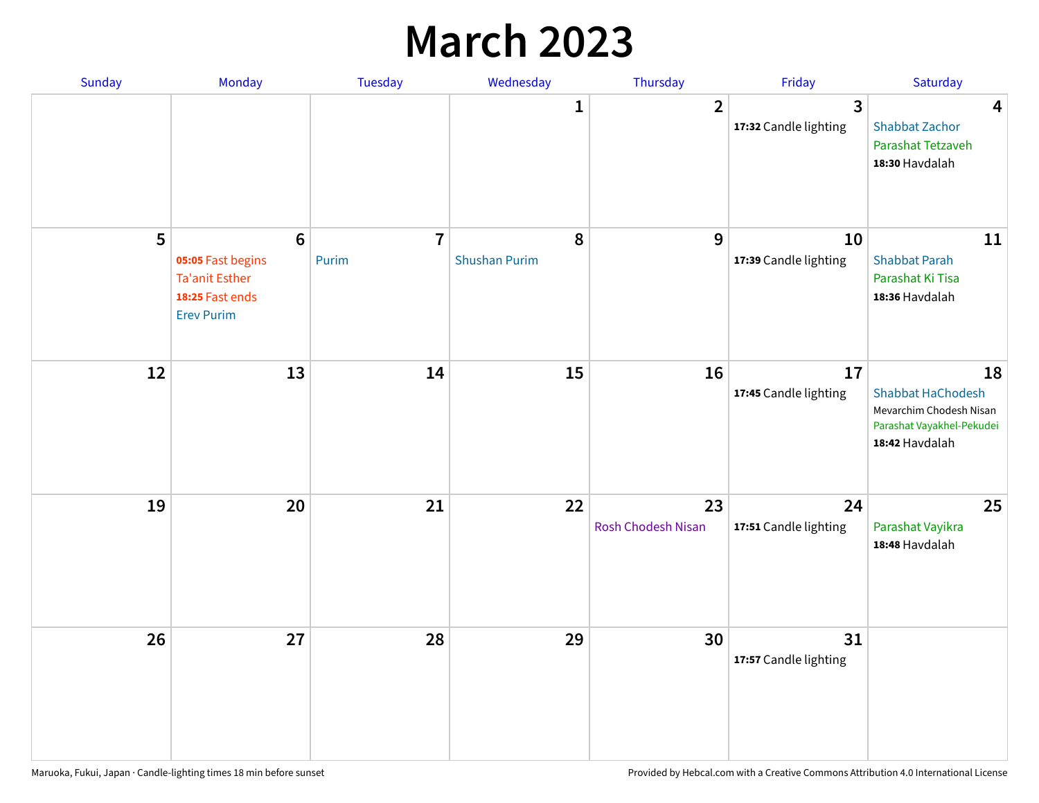# March 2023

| Sunday | Monday | Tuesday | Wednesday | Thursday | Friday | Saturday |
|---|---|---|---|---|---|---|
| | | | 1 | 2 | 3<br>**17:32** Candle lighting | 4<br>Shabbat Zachor<br>Parashat Tetzaveh<br>**18:30** Havdalah |
| 5 | 6<br>**05:05** Fast begins<br>Ta'anit Esther<br>**18:25** Fast ends<br>Erev Purim | 7<br>Purim | 8<br>Shushan Purim | 9 | 10<br>**17:39** Candle lighting | 11<br>Shabbat Parah<br>Parashat Ki Tisa<br>**18:36** Havdalah |
| 12 | 13 | 14 | 15 | 16 | 17<br>**17:45** Candle lighting | 18<br>Shabbat HaChodesh<br>Mevarchim Chodesh Nisan<br>Parashat Vayakhel-Pekudei<br>**18:42** Havdalah |
| 19 | 20 | 21 | 22 | 23<br>Rosh Chodesh Nisan | 24<br>**17:51** Candle lighting | 25<br>Parashat Vayikra<br>**18:48** Havdalah |
| 26 | 27 | 28 | 29 | 30 | 31<br>**17:57** Candle lighting | |

Maruoka, Fukui, Japan · Candle-lighting times 18 min before sunset

Provided by Hebcal.com with a Creative Commons Attribution 4.0 International License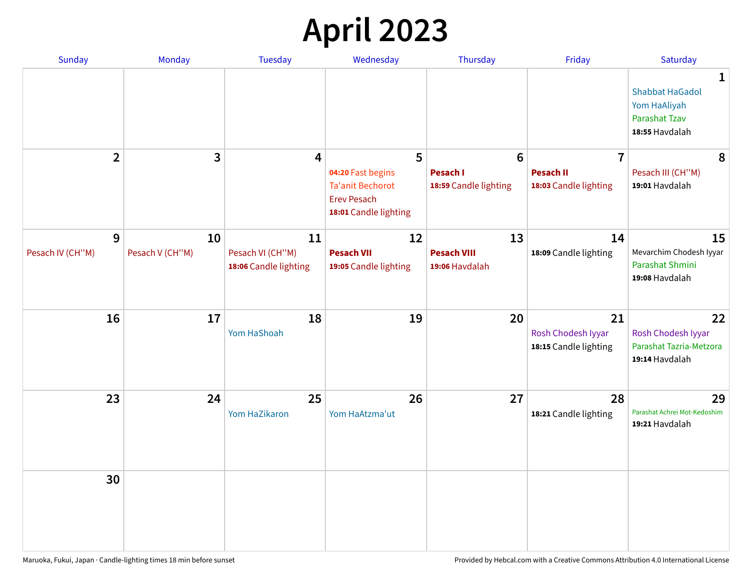# April 2023

| Sunday | Monday | Tuesday | Wednesday | Thursday | Friday | Saturday |
|---|---|---|---|---|---|---|
| | | | | | | **1**<br>Shabbat HaGadol<br>Yom HaAliyah<br>Parashat Tzav<br>**18:55** Havdalah |
| **2** | **3** | **4** | **5**<br>**04:20** Fast begins<br>Ta'anit Bechorot<br>Erev Pesach<br>**18:01** Candle lighting | **6**<br>**Pesach I**<br>**18:59** Candle lighting | **7**<br>**Pesach II**<br>**18:03** Candle lighting | **8**<br>Pesach III (CH''M)<br>**19:01** Havdalah |
| **9**<br>Pesach IV (CH''M) | **10**<br>Pesach V (CH''M) | **11**<br>Pesach VI (CH''M)<br>**18:06** Candle lighting | **12**<br>**Pesach VII**<br>**19:05** Candle lighting | **13**<br>**Pesach VIII**<br>**19:06** Havdalah | **14**<br>**18:09** Candle lighting | **15**<br>Mevarchim Chodesh Iyyar<br>Parashat Shmini<br>**19:08** Havdalah |
| **16** | **17** | **18**<br>Yom HaShoah | **19** | **20** | **21**<br>Rosh Chodesh Iyyar<br>**18:15** Candle lighting | **22**<br>Rosh Chodesh Iyyar<br>Parashat Tazria-Metzora<br>**19:14** Havdalah |
| **23** | **24** | **25**<br>Yom HaZikaron | **26**<br>Yom HaAtzma'ut | **27** | **28**<br>**18:21** Candle lighting | **29**<br>Parashat Achrei Mot-Kedoshim<br>**19:21** Havdalah |
| **30** | | | | | | |

Maruoka, Fukui, Japan · Candle-lighting times 18 min before sunset

Provided by Hebcal.com with a Creative Commons Attribution 4.0 International License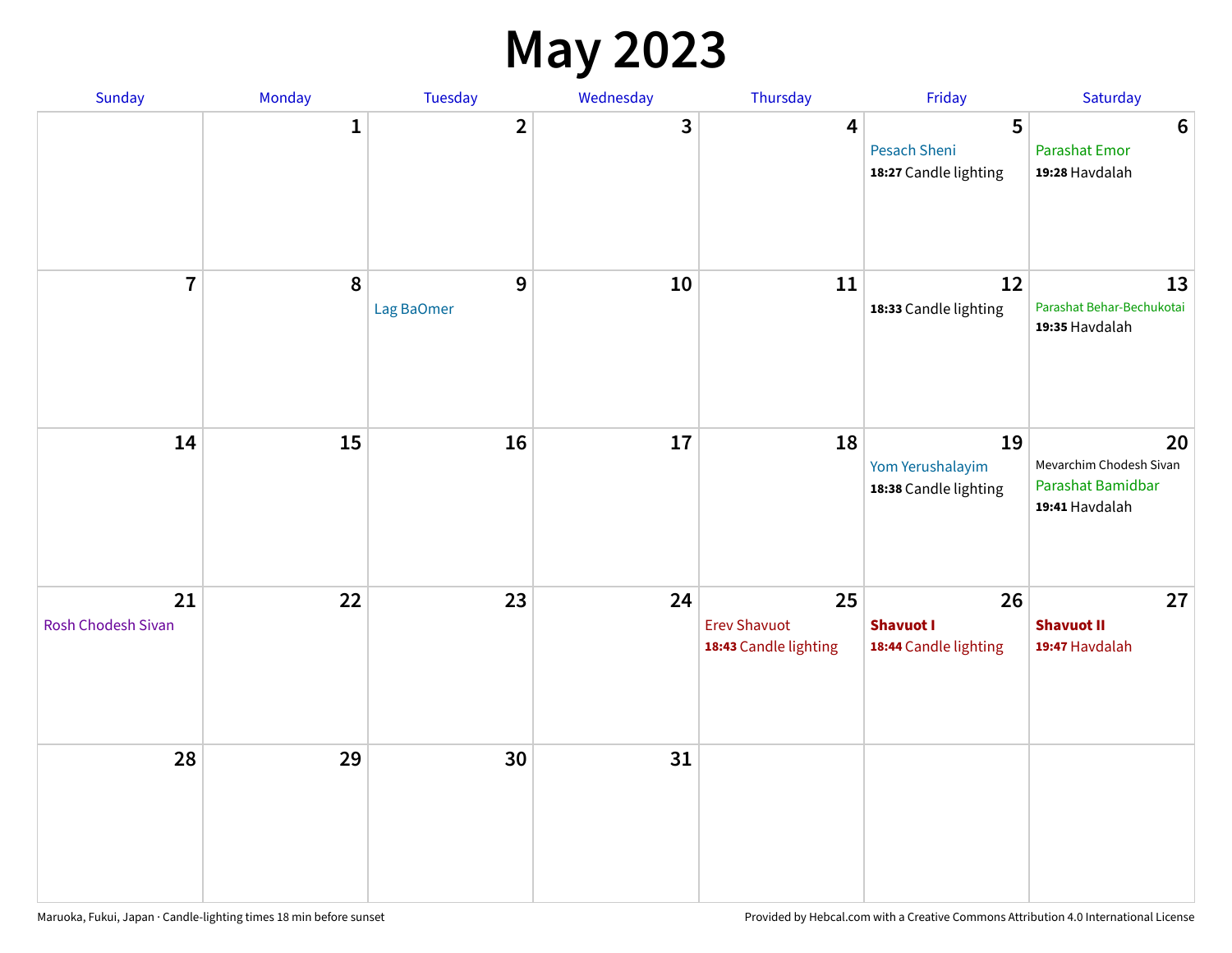# May 2023

| Sunday | Monday | Tuesday | Wednesday | Thursday | Friday | Saturday |
|---|---|---|---|---|---|---|
| | 1 | 2 | 3 | 4 | 5<br>Pesach Sheni<br>**18:27** Candle lighting | 6<br>Parashat Emor<br>**19:28** Havdalah |
| 7 | 8 | 9<br>Lag BaOmer | 10 | 11 | 12<br>**18:33** Candle lighting | 13<br>Parashat Behar-Bechukotai<br>**19:35** Havdalah |
| 14 | 15 | 16 | 17 | 18 | 19<br>Yom Yerushalayim<br>**18:38** Candle lighting | 20<br>Mevarchim Chodesh Sivan<br>Parashat Bamidbar<br>**19:41** Havdalah |
| 21<br>Rosh Chodesh Sivan | 22 | 23 | 24 | 25<br>Erev Shavuot<br>**18:43** Candle lighting | 26<br>**Shavuot I**<br>**18:44** Candle lighting | 27<br>**Shavuot II**<br>**19:47** Havdalah |
| 28 | 29 | 30 | 31 | | | |

Maruoka, Fukui, Japan · Candle-lighting times 18 min before sunset

Provided by Hebcal.com with a Creative Commons Attribution 4.0 International License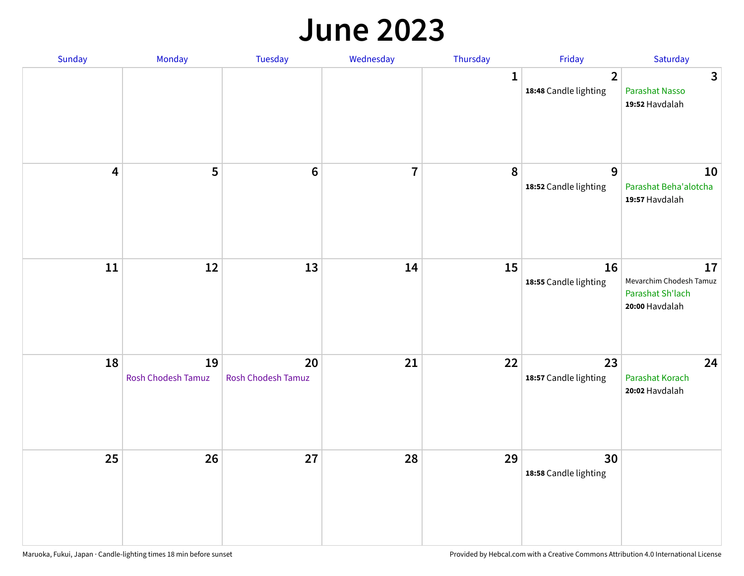# June 2023

| Sunday | Monday | Tuesday | Wednesday | Thursday | Friday | Saturday |
|---|---|---|---|---|---|---|
| | | | | 1 | 2<br>**18:48** Candle lighting | 3<br>Parashat Nasso<br>**19:52** Havdalah |
| 4 | 5 | 6 | 7 | 8 | 9<br>**18:52** Candle lighting | 10<br>Parashat Beha'alotcha<br>**19:57** Havdalah |
| 11 | 12 | 13 | 14 | 15 | 16<br>**18:55** Candle lighting | 17<br>Mevarchim Chodesh Tamuz<br>Parashat Sh'lach<br>**20:00** Havdalah |
| 18 | 19<br>Rosh Chodesh Tamuz | 20<br>Rosh Chodesh Tamuz | 21 | 22 | 23<br>**18:57** Candle lighting | 24<br>Parashat Korach<br>**20:02** Havdalah |
| 25 | 26 | 27 | 28 | 29 | 30<br>**18:58** Candle lighting | |

Maruoka, Fukui, Japan · Candle-lighting times 18 min before sunset

Provided by Hebcal.com with a Creative Commons Attribution 4.0 International License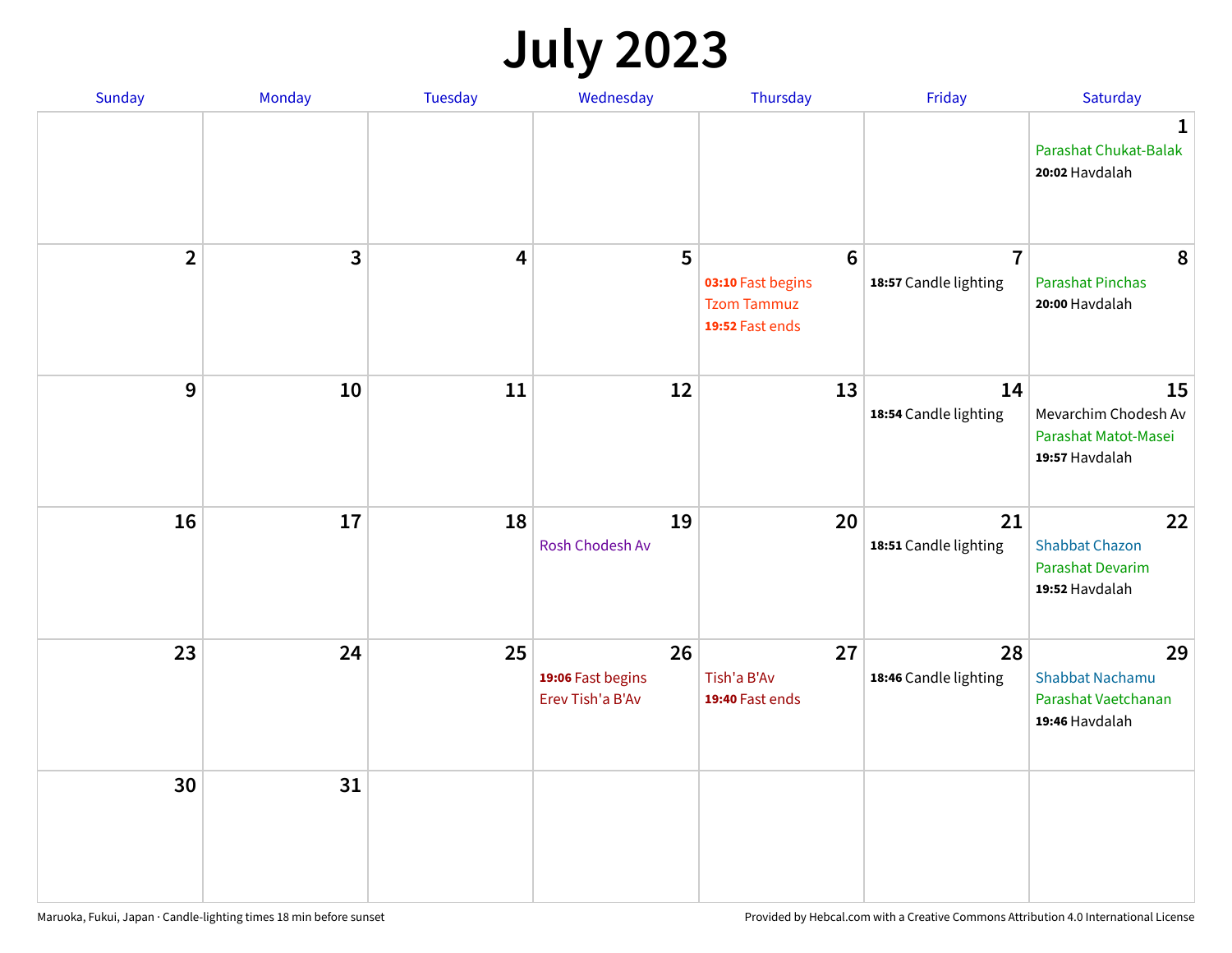# July 2023

| Sunday | Monday | Tuesday | Wednesday | Thursday | Friday | Saturday |
|---|---|---|---|---|---|---|
| | | | | | | **1** Parashat Chukat-Balak **20:02** Havdalah |
| **2** | **3** | **4** | **5** | **6** **03:10** Fast begins Tzom Tammuz **19:52** Fast ends | **7** **18:57** Candle lighting | **8** Parashat Pinchas **20:00** Havdalah |
| **9** | **10** | **11** | **12** | **13** | **14** **18:54** Candle lighting | **15** Mevarchim Chodesh Av Parashat Matot-Masei **19:57** Havdalah |
| **16** | **17** | **18** | **19** Rosh Chodesh Av | **20** | **21** **18:51** Candle lighting | **22** Shabbat Chazon Parashat Devarim **19:52** Havdalah |
| **23** | **24** | **25** | **26** **19:06** Fast begins Erev Tish'a B'Av | **27** Tish'a B'Av **19:40** Fast ends | **28** **18:46** Candle lighting | **29** Shabbat Nachamu Parashat Vaetchanan **19:46** Havdalah |
| **30** | **31** | | | | | |

Maruoka, Fukui, Japan · Candle-lighting times 18 min before sunset

Provided by Hebcal.com with a Creative Commons Attribution 4.0 International License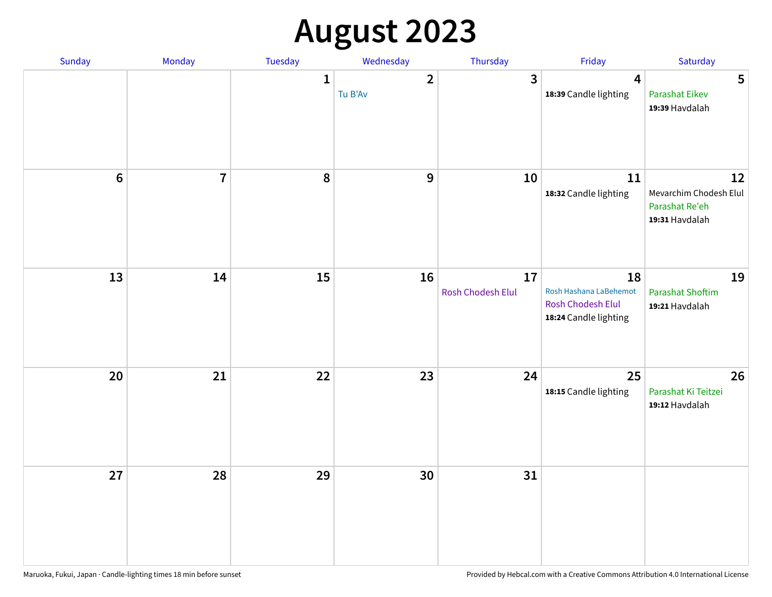# August 2023

| Sunday | Monday | Tuesday | Wednesday | Thursday | Friday | Saturday |
| --- | --- | --- | --- | --- | --- | --- |
| | | 1 | 2<br>Tu B'Av | 3 | 4<br>**18:39** Candle lighting | 5<br>Parashat Eikev<br>**19:39** Havdalah |
| 6 | 7 | 8 | 9 | 10 | 11<br>**18:32** Candle lighting | 12<br>Mevarchim Chodesh Elul<br>Parashat Re'eh<br>**19:31** Havdalah |
| 13 | 14 | 15 | 16 | 17<br>Rosh Chodesh Elul | 18<br>Rosh Hashana LaBehemot<br>Rosh Chodesh Elul<br>**18:24** Candle lighting | 19<br>Parashat Shoftim<br>**19:21** Havdalah |
| 20 | 21 | 22 | 23 | 24 | 25<br>**18:15** Candle lighting | 26<br>Parashat Ki Teitzei<br>**19:12** Havdalah |
| 27 | 28 | 29 | 30 | 31 | | |

Maruoka, Fukui, Japan · Candle-lighting times 18 min before sunset

Provided by Hebcal.com with a Creative Commons Attribution 4.0 International License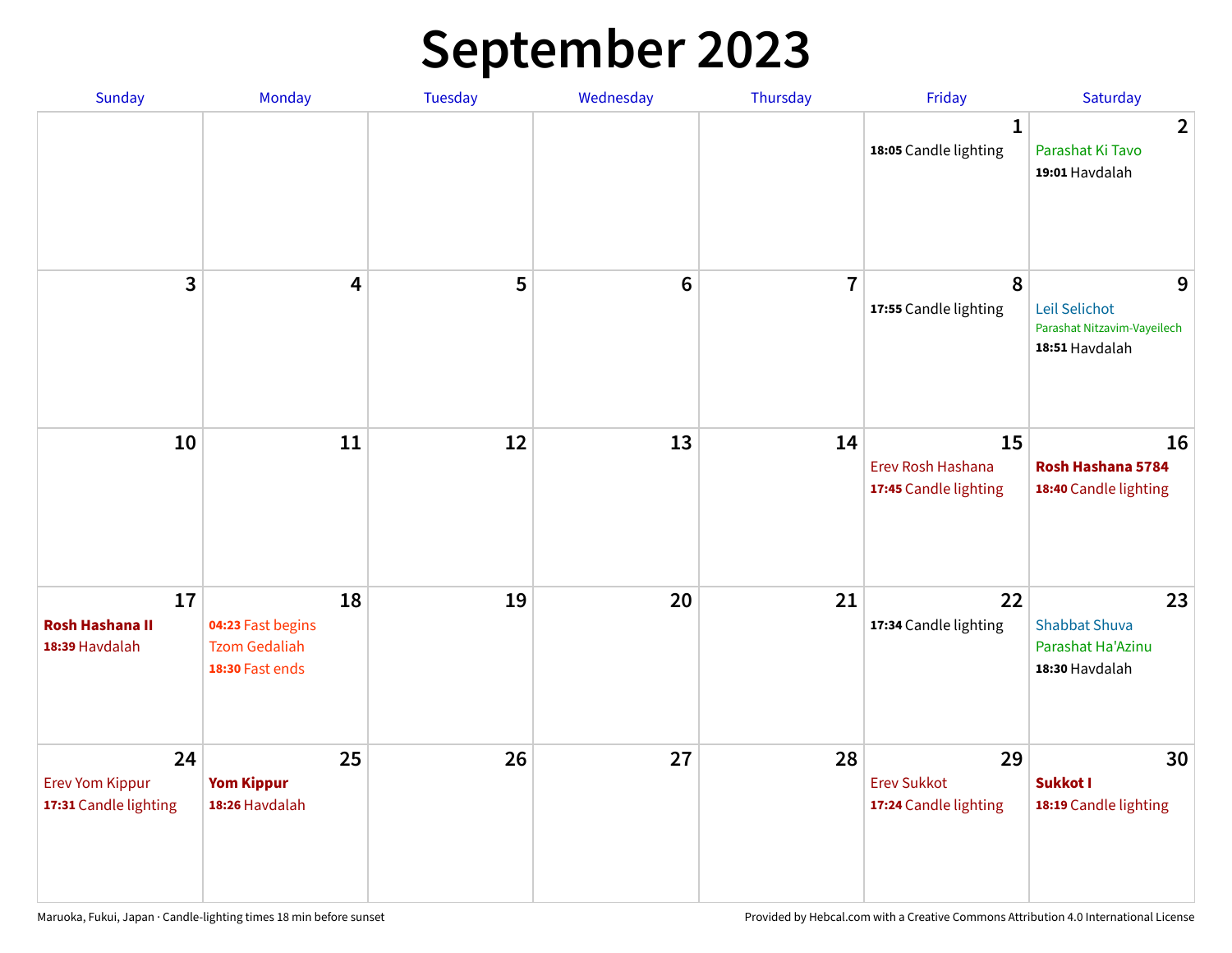# September 2023

| Sunday | Monday | Tuesday | Wednesday | Thursday | Friday | Saturday |
|---|---|---|---|---|---|---|
| | | | | | 1<br>**18:05** Candle lighting | 2<br>Parashat Ki Tavo<br>**19:01** Havdalah |
| 3 | 4 | 5 | 6 | 7 | 8<br>**17:55** Candle lighting | 9<br>Leil Selichot<br>Parashat Nitzavim-Vayeilech<br>**18:51** Havdalah |
| 10 | 11 | 12 | 13 | 14 | 15<br>Erev Rosh Hashana<br>**17:45** Candle lighting | 16<br>**Rosh Hashana 5784**<br>**18:40** Candle lighting |
| 17<br>**Rosh Hashana II**<br>**18:39** Havdalah | 18<br>**04:23** Fast begins<br>Tzom Gedaliah<br>**18:30** Fast ends | 19 | 20 | 21 | 22<br>**17:34** Candle lighting | 23<br>Shabbat Shuva<br>Parashat Ha'Azinu<br>**18:30** Havdalah |
| 24<br>Erev Yom Kippur<br>**17:31** Candle lighting | 25<br>**Yom Kippur**<br>**18:26** Havdalah | 26 | 27 | 28 | 29<br>Erev Sukkot<br>**17:24** Candle lighting | 30<br>**Sukkot I**<br>**18:19** Candle lighting |

Maruoka, Fukui, Japan · Candle-lighting times 18 min before sunset

Provided by Hebcal.com with a Creative Commons Attribution 4.0 International License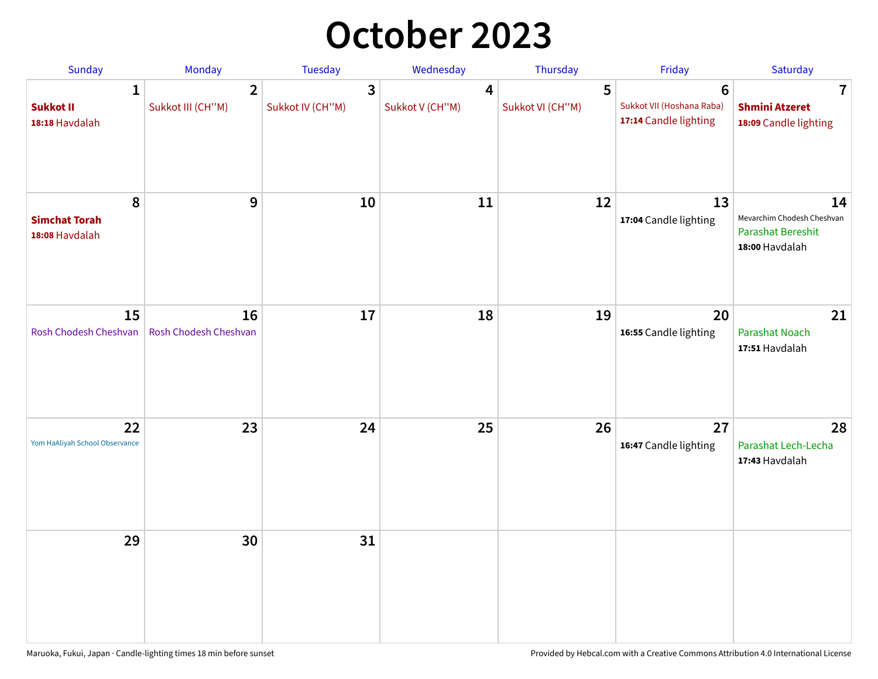# October 2023

| Sunday | Monday | Tuesday | Wednesday | Thursday | Friday | Saturday |
|---|---|---|---|---|---|---|
| **1**<br>**Sukkot II**<br>**18:18** Havdalah | **2**<br>Sukkot III (CH''M) | **3**<br>Sukkot IV (CH''M) | **4**<br>Sukkot V (CH''M) | **5**<br>Sukkot VI (CH''M) | **6**<br>Sukkot VII (Hoshana Raba)<br>**17:14** Candle lighting | **7**<br>**Shmini Atzeret**<br>**18:09** Candle lighting |
| **8**<br>**Simchat Torah**<br>**18:08** Havdalah | **9** | **10** | **11** | **12** | **13**<br>**17:04** Candle lighting | **14**<br>Mevarchim Chodesh Cheshvan<br>Parashat Bereshit<br>**18:00** Havdalah |
| **15**<br>Rosh Chodesh Cheshvan | **16**<br>Rosh Chodesh Cheshvan | **17** | **18** | **19** | **20**<br>**16:55** Candle lighting | **21**<br>Parashat Noach<br>**17:51** Havdalah |
| **22**<br>Yom HaAliyah School Observance | **23** | **24** | **25** | **26** | **27**<br>**16:47** Candle lighting | **28**<br>Parashat Lech-Lecha<br>**17:43** Havdalah |
| **29** | **30** | **31** | | | | |

Maruoka, Fukui, Japan · Candle-lighting times 18 min before sunset

Provided by Hebcal.com with a Creative Commons Attribution 4.0 International License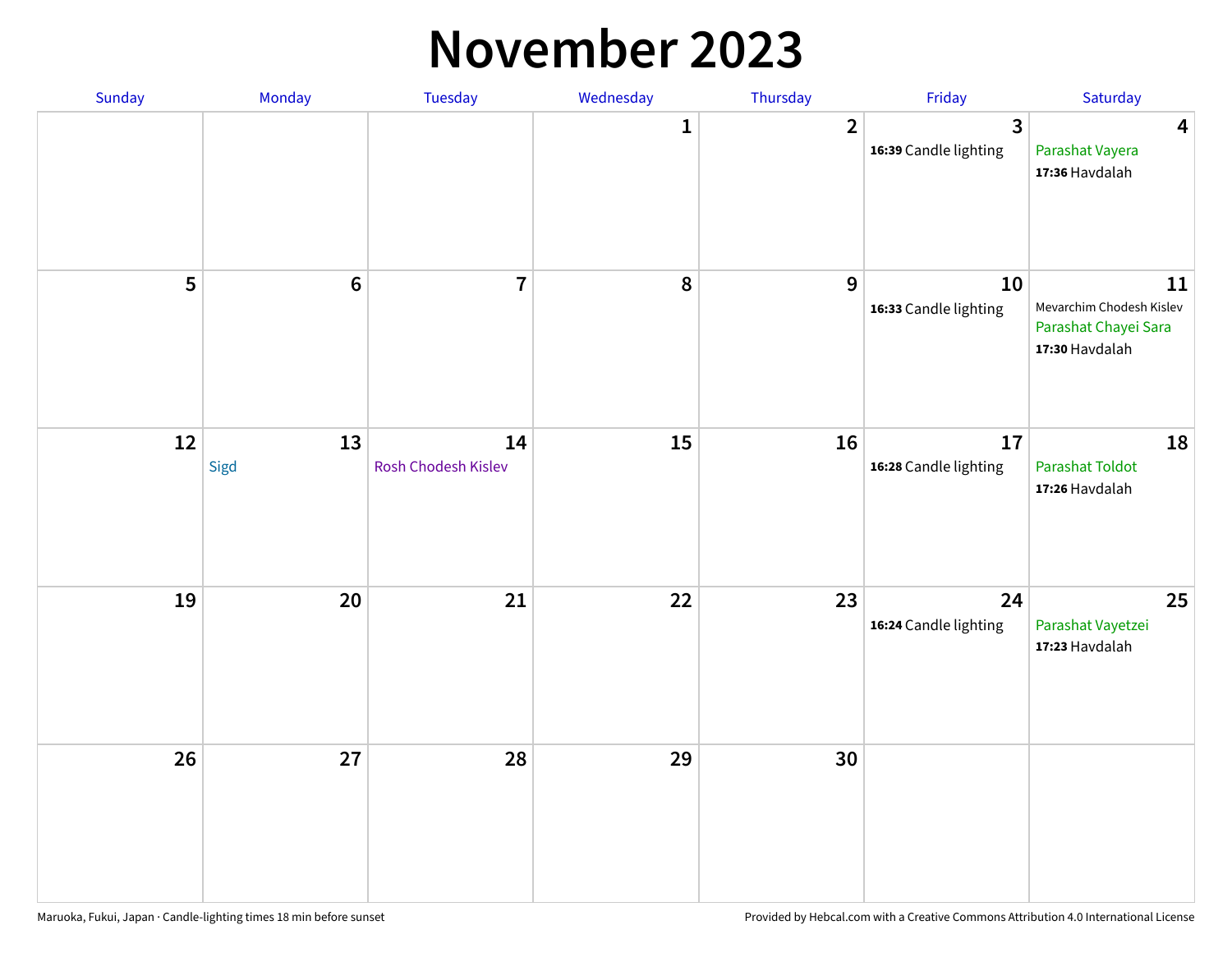# November 2023

| Sunday | Monday | Tuesday | Wednesday | Thursday | Friday | Saturday |
|---|---|---|---|---|---|---|
| | | | 1 | 2 | 3<br>**16:39** Candle lighting | 4<br>Parashat Vayera<br>**17:36** Havdalah |
| 5 | 6 | 7 | 8 | 9 | 10<br>**16:33** Candle lighting | 11<br>Mevarchim Chodesh Kislev<br>Parashat Chayei Sara<br>**17:30** Havdalah |
| 12 | 13<br>Sigd | 14<br>Rosh Chodesh Kislev | 15 | 16 | 17<br>**16:28** Candle lighting | 18<br>Parashat Toldot<br>**17:26** Havdalah |
| 19 | 20 | 21 | 22 | 23 | 24<br>**16:24** Candle lighting | 25<br>Parashat Vayetzei<br>**17:23** Havdalah |
| 26 | 27 | 28 | 29 | 30 | | |

Maruoka, Fukui, Japan · Candle-lighting times 18 min before sunset

Provided by Hebcal.com with a Creative Commons Attribution 4.0 International License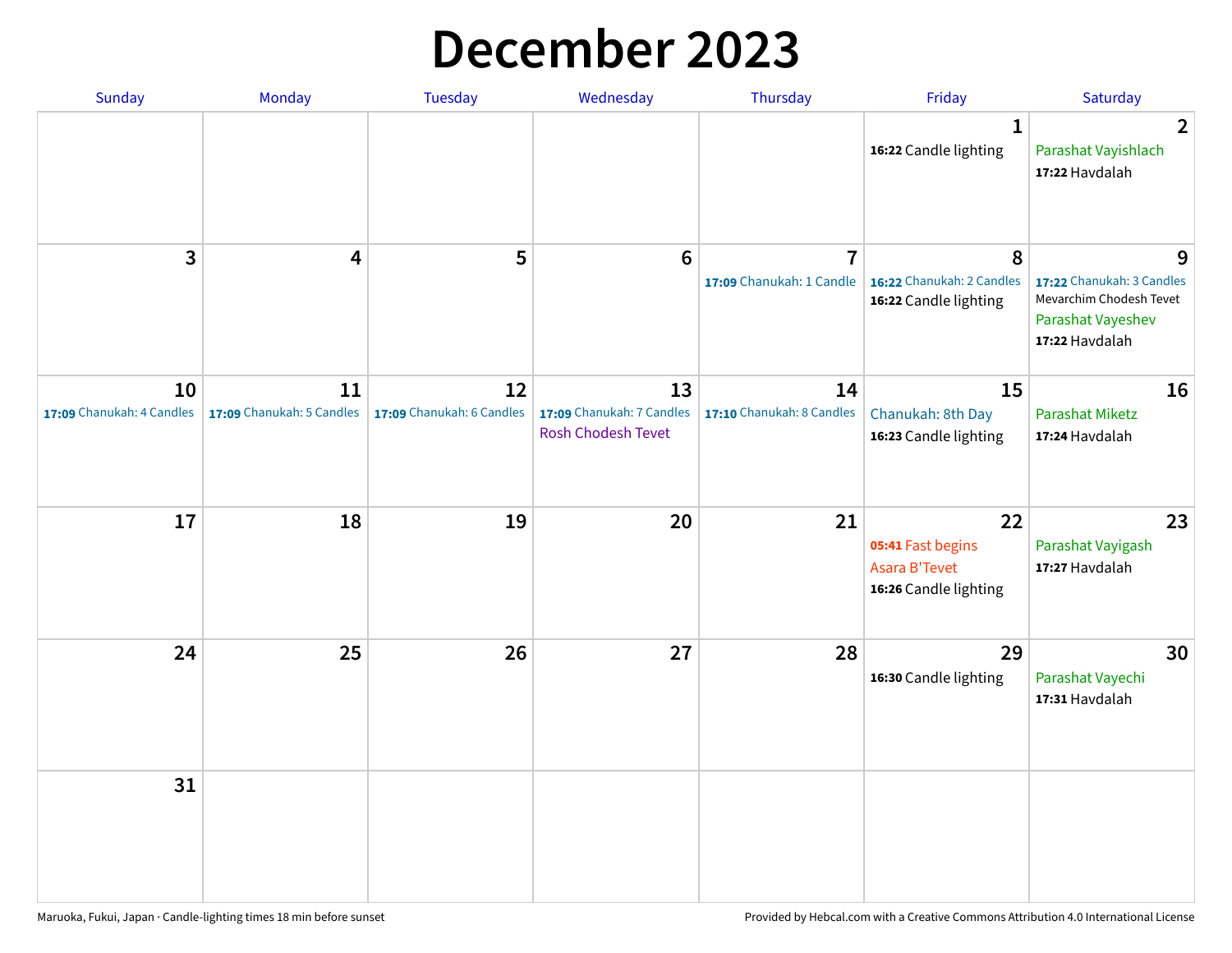# December 2023

| Sunday | Monday | Tuesday | Wednesday | Thursday | Friday | Saturday |
|---|---|---|---|---|---|---|
| | | | | | **1**<br>**16:22** Candle lighting | **2**<br>Parashat Vayishlach<br>**17:22** Havdalah |
| **3** | **4** | **5** | **6** | **7**<br>**17:09** Chanukah: 1 Candle | **8**<br>**16:22** Chanukah: 2 Candles<br>**16:22** Candle lighting | **9**<br>**17:22** Chanukah: 3 Candles<br>Mevarchim Chodesh Tevet<br>Parashat Vayeshev<br>**17:22** Havdalah |
| **10**<br>**17:09** Chanukah: 4 Candles | **11**<br>**17:09** Chanukah: 5 Candles | **12**<br>**17:09** Chanukah: 6 Candles | **13**<br>**17:09** Chanukah: 7 Candles<br>Rosh Chodesh Tevet | **14**<br>**17:10** Chanukah: 8 Candles | **15**<br>Chanukah: 8th Day<br>**16:23** Candle lighting | **16**<br>Parashat Miketz<br>**17:24** Havdalah |
| **17** | **18** | **19** | **20** | **21** | **22**<br>**05:41** Fast begins<br>Asara B'Tevet<br>**16:26** Candle lighting | **23**<br>Parashat Vayigash<br>**17:27** Havdalah |
| **24** | **25** | **26** | **27** | **28** | **29**<br>**16:30** Candle lighting | **30**<br>Parashat Vayechi<br>**17:31** Havdalah |
| **31** | | | | | | |

Maruoka, Fukui, Japan · Candle-lighting times 18 min before sunset

Provided by Hebcal.com with a Creative Commons Attribution 4.0 International License